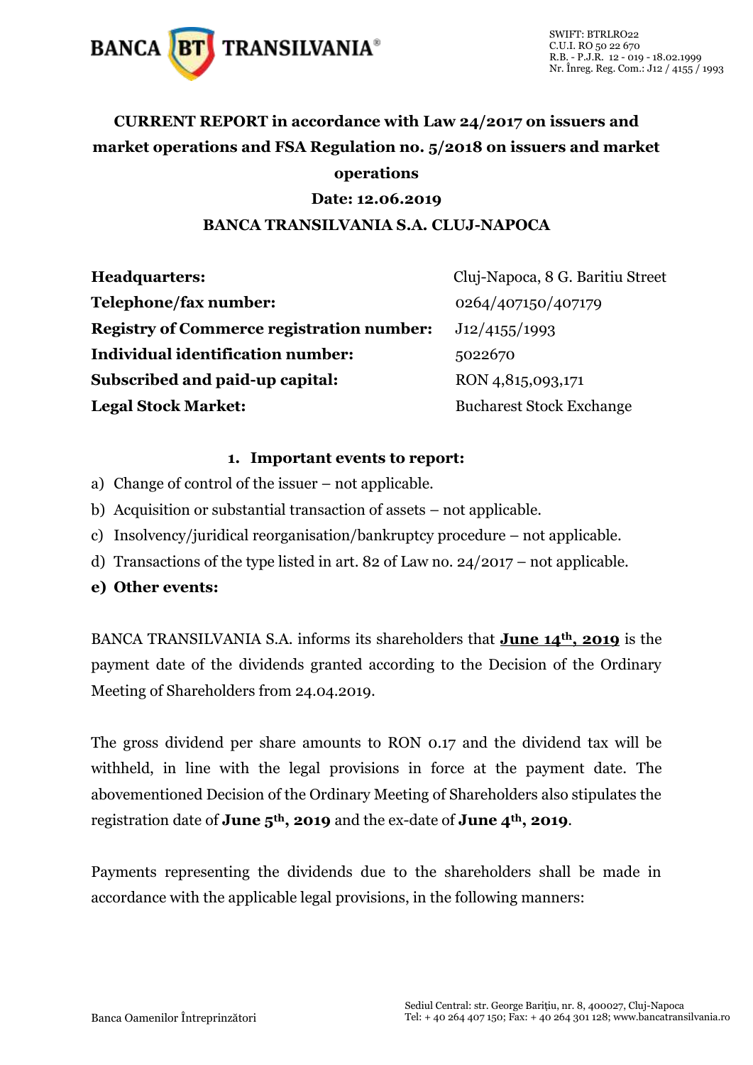# CURRENT REPORT in accordance with Law 24/2017 on issuers and market operations and FSA Regulation no. 5/2018 on issuers and market operations

**Date: 12.06.2019**

**BANCA TRANSILVANIA S.A. CLUJ-NAPOCA**

| | |
|---|---|
| **Headquarters:** | Cluj-Napoca, 8 G. Baritiu Street |
| **Telephone/fax number:** | 0264/407150/407179 |
| **Registry of Commerce registration number:** | J12/4155/1993 |
| **Individual identification number:** | 5022670 |
| **Subscribed and paid-up capital:** | RON 4,815,093,171 |
| **Legal Stock Market:** | Bucharest Stock Exchange |

## 1. Important events to report:

a) Change of control of the issuer – not applicable.

b) Acquisition or substantial transaction of assets – not applicable.

c) Insolvency/juridical reorganisation/bankruptcy procedure – not applicable.

d) Transactions of the type listed in art. 82 of Law no. 24/2017 – not applicable.

**e) Other events:**

BANCA TRANSILVANIA S.A. informs its shareholders that **June 14th, 2019** is the payment date of the dividends granted according to the Decision of the Ordinary Meeting of Shareholders from 24.04.2019.

The gross dividend per share amounts to RON 0.17 and the dividend tax will be withheld, in line with the legal provisions in force at the payment date. The abovementioned Decision of the Ordinary Meeting of Shareholders also stipulates the registration date of **June 5th, 2019** and the ex-date of **June 4th, 2019**.

Payments representing the dividends due to the shareholders shall be made in accordance with the applicable legal provisions, in the following manners: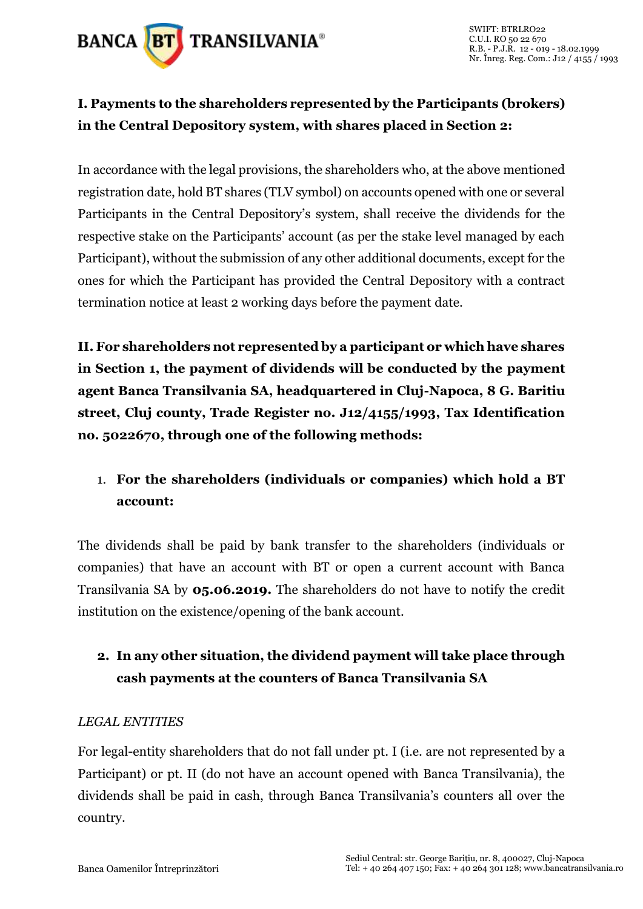**I. Payments to the shareholders represented by the Participants (brokers) in the Central Depository system, with shares placed in Section 2:**

In accordance with the legal provisions, the shareholders who, at the above mentioned registration date, hold BT shares (TLV symbol) on accounts opened with one or several Participants in the Central Depository's system, shall receive the dividends for the respective stake on the Participants' account (as per the stake level managed by each Participant), without the submission of any other additional documents, except for the ones for which the Participant has provided the Central Depository with a contract termination notice at least 2 working days before the payment date.

**II. For shareholders not represented by a participant or which have shares in Section 1, the payment of dividends will be conducted by the payment agent Banca Transilvania SA, headquartered in Cluj-Napoca, 8 G. Baritiu street, Cluj county, Trade Register no. J12/4155/1993, Tax Identification no. 5022670, through one of the following methods:**

1. **For the shareholders (individuals or companies) which hold a BT account:**

The dividends shall be paid by bank transfer to the shareholders (individuals or companies) that have an account with BT or open a current account with Banca Transilvania SA by **05.06.2019.** The shareholders do not have to notify the credit institution on the existence/opening of the bank account.

2. **In any other situation, the dividend payment will take place through cash payments at the counters of Banca Transilvania SA**

*LEGAL ENTITIES*

For legal-entity shareholders that do not fall under pt. I (i.e. are not represented by a Participant) or pt. II (do not have an account opened with Banca Transilvania), the dividends shall be paid in cash, through Banca Transilvania's counters all over the country.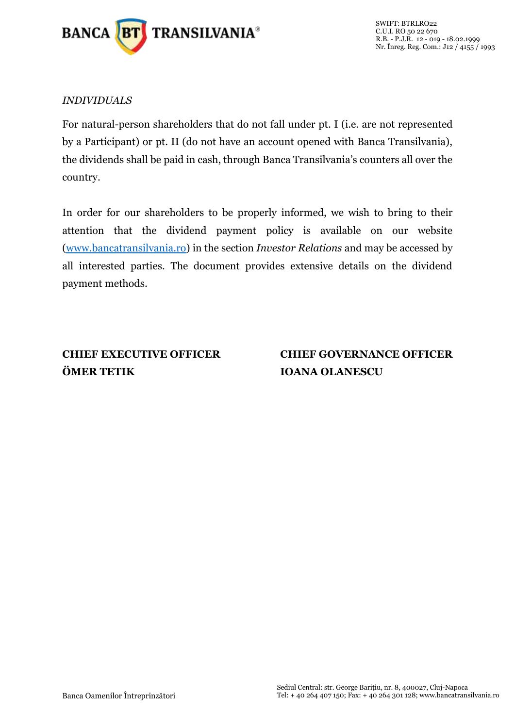*INDIVIDUALS*

For natural-person shareholders that do not fall under pt. I (i.e. are not represented by a Participant) or pt. II (do not have an account opened with Banca Transilvania), the dividends shall be paid in cash, through Banca Transilvania's counters all over the country.

In order for our shareholders to be properly informed, we wish to bring to their attention that the dividend payment policy is available on our website (www.bancatransilvania.ro) in the section *Investor Relations* and may be accessed by all interested parties. The document provides extensive details on the dividend payment methods.

**CHIEF EXECUTIVE OFFICER**
**ÖMER TETIK**

**CHIEF GOVERNANCE OFFICER**
**IOANA OLANESCU**